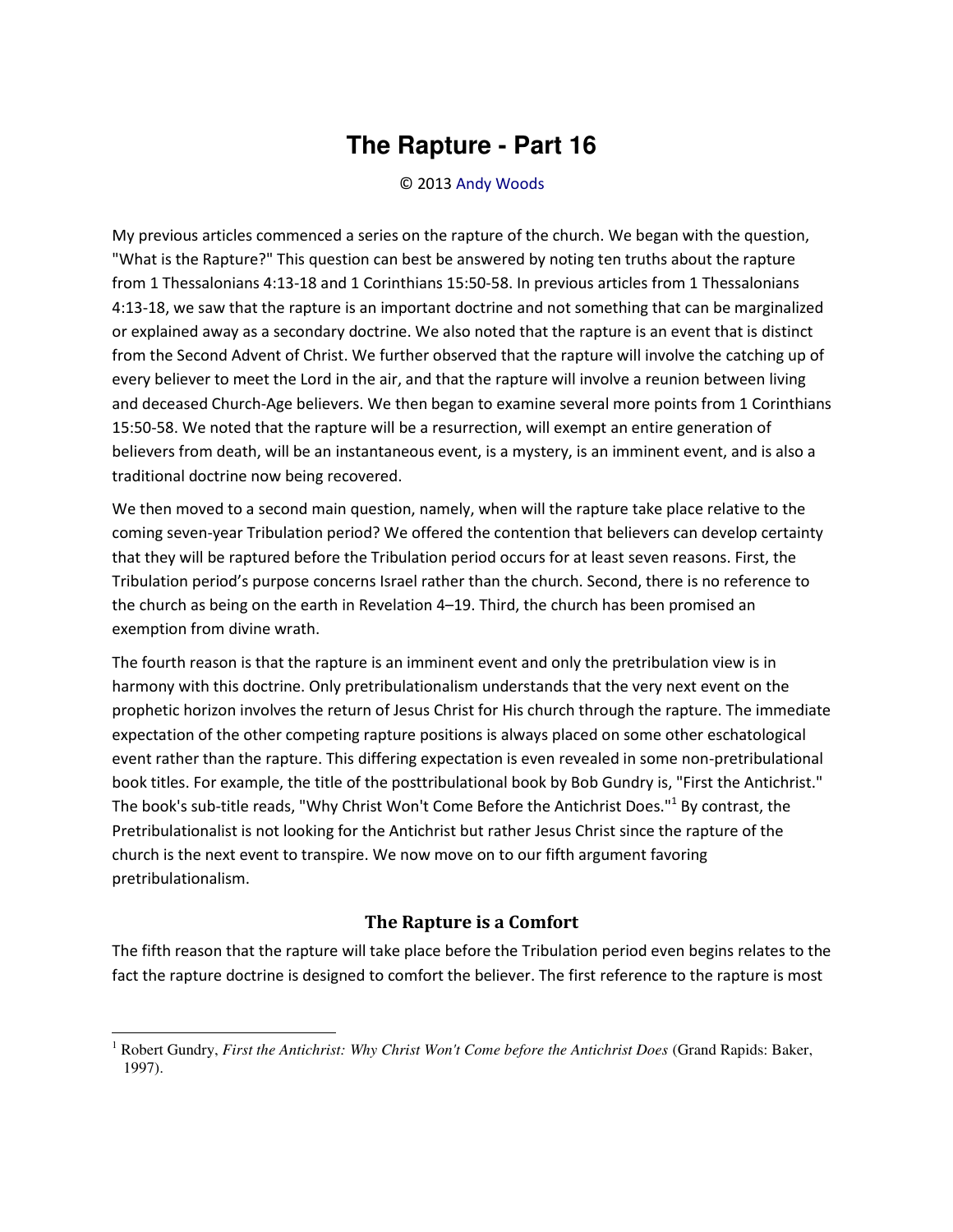# The Rapture - Part 16

© 2013 Andy Woods

My previous articles commenced a series on the rapture of the church. We began with the question, "What is the Rapture?" This question can best be answered by noting ten truths about the rapture from 1 Thessalonians 4:13-18 and 1 Corinthians 15:50-58. In previous articles from 1 Thessalonians 4:13-18, we saw that the rapture is an important doctrine and not something that can be marginalized or explained away as a secondary doctrine. We also noted that the rapture is an event that is distinct from the Second Advent of Christ. We further observed that the rapture will involve the catching up of every believer to meet the Lord in the air, and that the rapture will involve a reunion between living and deceased Church-Age believers. We then began to examine several more points from 1 Corinthians 15:50-58. We noted that the rapture will be a resurrection, will exempt an entire generation of believers from death, will be an instantaneous event, is a mystery, is an imminent event, and is also a traditional doctrine now being recovered.

We then moved to a second main question, namely, when will the rapture take place relative to the coming seven-year Tribulation period? We offered the contention that believers can develop certainty that they will be raptured before the Tribulation period occurs for at least seven reasons. First, the Tribulation period's purpose concerns Israel rather than the church. Second, there is no reference to the church as being on the earth in Revelation 4–19. Third, the church has been promised an exemption from divine wrath.

The fourth reason is that the rapture is an imminent event and only the pretribulation view is in harmony with this doctrine. Only pretribulationalism understands that the very next event on the prophetic horizon involves the return of Jesus Christ for His church through the rapture. The immediate expectation of the other competing rapture positions is always placed on some other eschatological event rather than the rapture. This differing expectation is even revealed in some non-pretribulational book titles. For example, the title of the posttribulational book by Bob Gundry is, "First the Antichrist." The book's sub-title reads, "Why Christ Won't Come Before the Antichrist Does."[1] By contrast, the Pretribulationalist is not looking for the Antichrist but rather Jesus Christ since the rapture of the church is the next event to transpire. We now move on to our fifth argument favoring pretribulationalism.

### The Rapture is a Comfort

The fifth reason that the rapture will take place before the Tribulation period even begins relates to the fact the rapture doctrine is designed to comfort the believer. The first reference to the rapture is most

[1] Robert Gundry, *First the Antichrist: Why Christ Won't Come before the Antichrist Does* (Grand Rapids: Baker, 1997).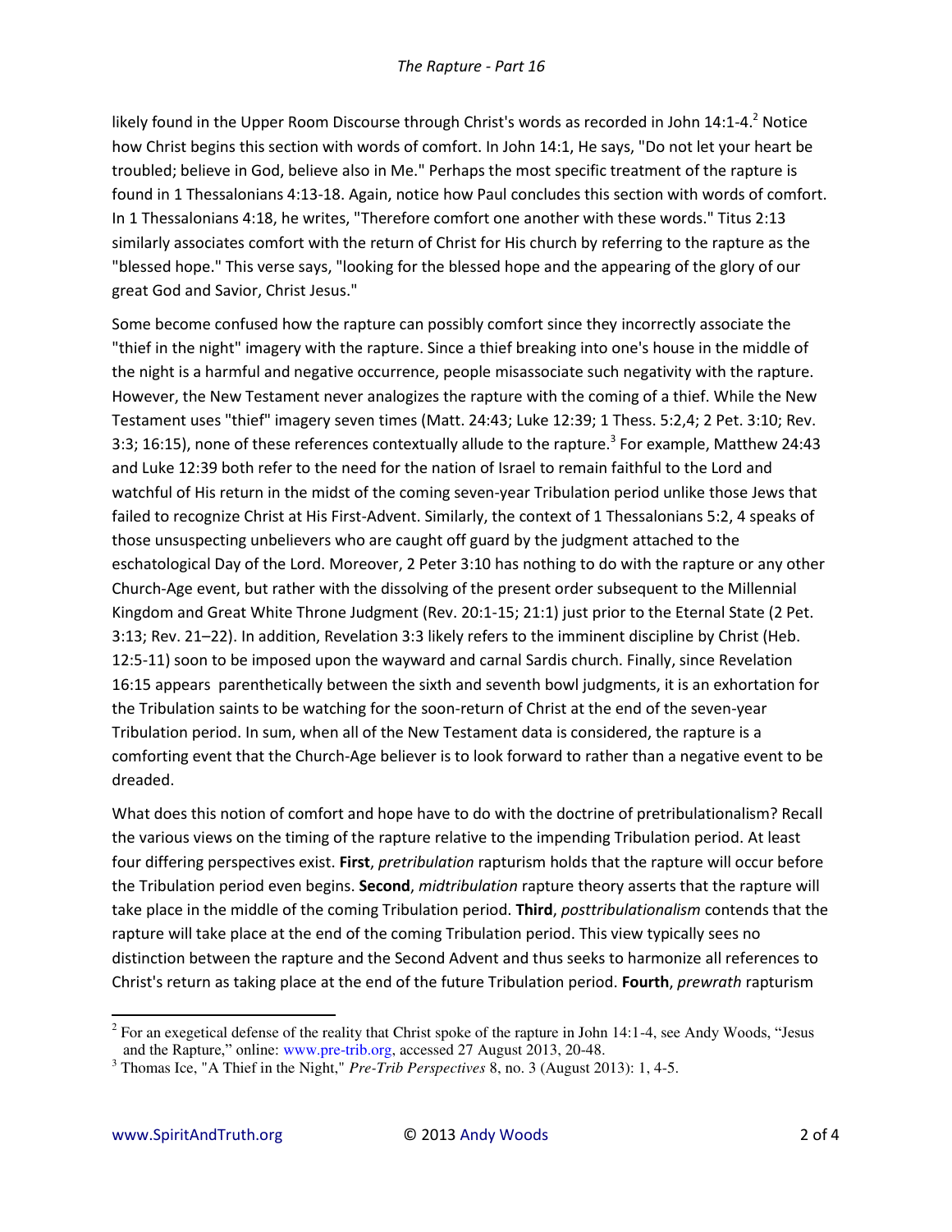likely found in the Upper Room Discourse through Christ's words as recorded in John 14:1-4.[2] Notice how Christ begins this section with words of comfort. In John 14:1, He says, "Do not let your heart be troubled; believe in God, believe also in Me." Perhaps the most specific treatment of the rapture is found in 1 Thessalonians 4:13-18. Again, notice how Paul concludes this section with words of comfort. In 1 Thessalonians 4:18, he writes, "Therefore comfort one another with these words." Titus 2:13 similarly associates comfort with the return of Christ for His church by referring to the rapture as the "blessed hope." This verse says, "looking for the blessed hope and the appearing of the glory of our great God and Savior, Christ Jesus."

Some become confused how the rapture can possibly comfort since they incorrectly associate the "thief in the night" imagery with the rapture. Since a thief breaking into one's house in the middle of the night is a harmful and negative occurrence, people misassociate such negativity with the rapture. However, the New Testament never analogizes the rapture with the coming of a thief. While the New Testament uses "thief" imagery seven times (Matt. 24:43; Luke 12:39; 1 Thess. 5:2,4; 2 Pet. 3:10; Rev. 3:3; 16:15), none of these references contextually allude to the rapture.[3] For example, Matthew 24:43 and Luke 12:39 both refer to the need for the nation of Israel to remain faithful to the Lord and watchful of His return in the midst of the coming seven-year Tribulation period unlike those Jews that failed to recognize Christ at His First-Advent. Similarly, the context of 1 Thessalonians 5:2, 4 speaks of those unsuspecting unbelievers who are caught off guard by the judgment attached to the eschatological Day of the Lord. Moreover, 2 Peter 3:10 has nothing to do with the rapture or any other Church-Age event, but rather with the dissolving of the present order subsequent to the Millennial Kingdom and Great White Throne Judgment (Rev. 20:1-15; 21:1) just prior to the Eternal State (2 Pet. 3:13; Rev. 21–22). In addition, Revelation 3:3 likely refers to the imminent discipline by Christ (Heb. 12:5-11) soon to be imposed upon the wayward and carnal Sardis church. Finally, since Revelation 16:15 appears parenthetically between the sixth and seventh bowl judgments, it is an exhortation for the Tribulation saints to be watching for the soon-return of Christ at the end of the seven-year Tribulation period. In sum, when all of the New Testament data is considered, the rapture is a comforting event that the Church-Age believer is to look forward to rather than a negative event to be dreaded.

What does this notion of comfort and hope have to do with the doctrine of pretribulationalism? Recall the various views on the timing of the rapture relative to the impending Tribulation period. At least four differing perspectives exist. **First**, *pretribulation* rapturism holds that the rapture will occur before the Tribulation period even begins. **Second**, *midtribulation* rapture theory asserts that the rapture will take place in the middle of the coming Tribulation period. **Third**, *posttribulationalism* contends that the rapture will take place at the end of the coming Tribulation period. This view typically sees no distinction between the rapture and the Second Advent and thus seeks to harmonize all references to Christ's return as taking place at the end of the future Tribulation period. **Fourth**, *prewrath* rapturism

---

[2] For an exegetical defense of the reality that Christ spoke of the rapture in John 14:1-4, see Andy Woods, "Jesus and the Rapture," online: www.pre-trib.org, accessed 27 August 2013, 20-48.

[3] Thomas Ice, "A Thief in the Night," *Pre-Trib Perspectives* 8, no. 3 (August 2013): 1, 4-5.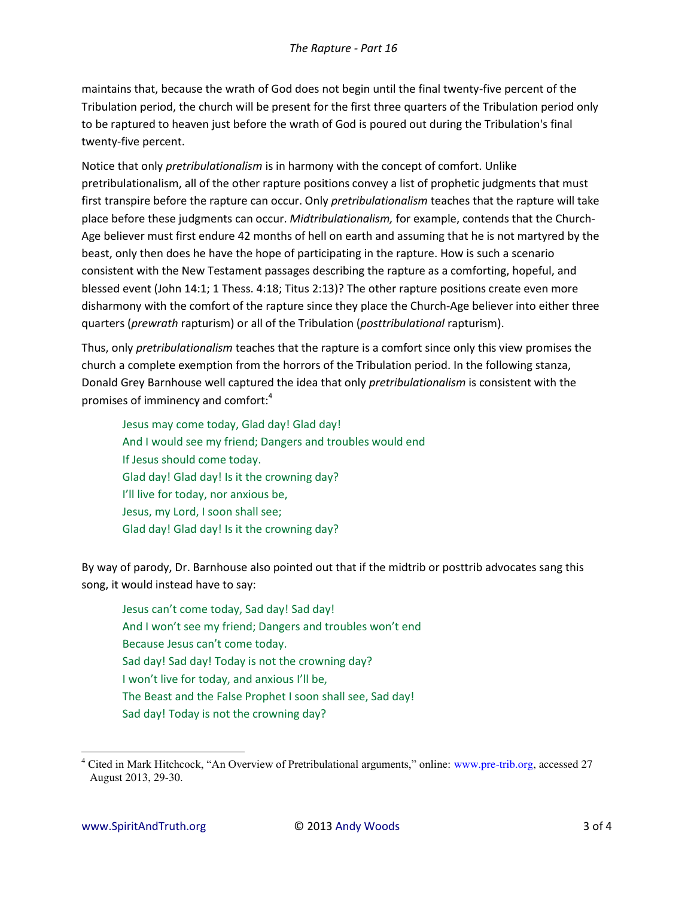maintains that, because the wrath of God does not begin until the final twenty-five percent of the Tribulation period, the church will be present for the first three quarters of the Tribulation period only to be raptured to heaven just before the wrath of God is poured out during the Tribulation's final twenty-five percent.

Notice that only *pretribulationalism* is in harmony with the concept of comfort. Unlike pretribulationalism, all of the other rapture positions convey a list of prophetic judgments that must first transpire before the rapture can occur. Only *pretribulationalism* teaches that the rapture will take place before these judgments can occur. *Midtribulationalism,* for example, contends that the Church-Age believer must first endure 42 months of hell on earth and assuming that he is not martyred by the beast, only then does he have the hope of participating in the rapture. How is such a scenario consistent with the New Testament passages describing the rapture as a comforting, hopeful, and blessed event (John 14:1; 1 Thess. 4:18; Titus 2:13)? The other rapture positions create even more disharmony with the comfort of the rapture since they place the Church-Age believer into either three quarters (*prewrath* rapturism) or all of the Tribulation (*posttribulational* rapturism).

Thus, only *pretribulationalism* teaches that the rapture is a comfort since only this view promises the church a complete exemption from the horrors of the Tribulation period. In the following stanza, Donald Grey Barnhouse well captured the idea that only *pretribulationalism* is consistent with the promises of imminency and comfort:[4]

> Jesus may come today, Glad day! Glad day!
> And I would see my friend; Dangers and troubles would end
> If Jesus should come today.
> Glad day! Glad day! Is it the crowning day?
> I'll live for today, nor anxious be,
> Jesus, my Lord, I soon shall see;
> Glad day! Glad day! Is it the crowning day?

By way of parody, Dr. Barnhouse also pointed out that if the midtrib or posttrib advocates sang this song, it would instead have to say:

> Jesus can't come today, Sad day! Sad day!
> And I won't see my friend; Dangers and troubles won't end
> Because Jesus can't come today.
> Sad day! Sad day! Today is not the crowning day?
> I won't live for today, and anxious I'll be,
> The Beast and the False Prophet I soon shall see, Sad day!
> Sad day! Today is not the crowning day?

---

[4] Cited in Mark Hitchcock, "An Overview of Pretribulational arguments," online: www.pre-trib.org, accessed 27 August 2013, 29-30.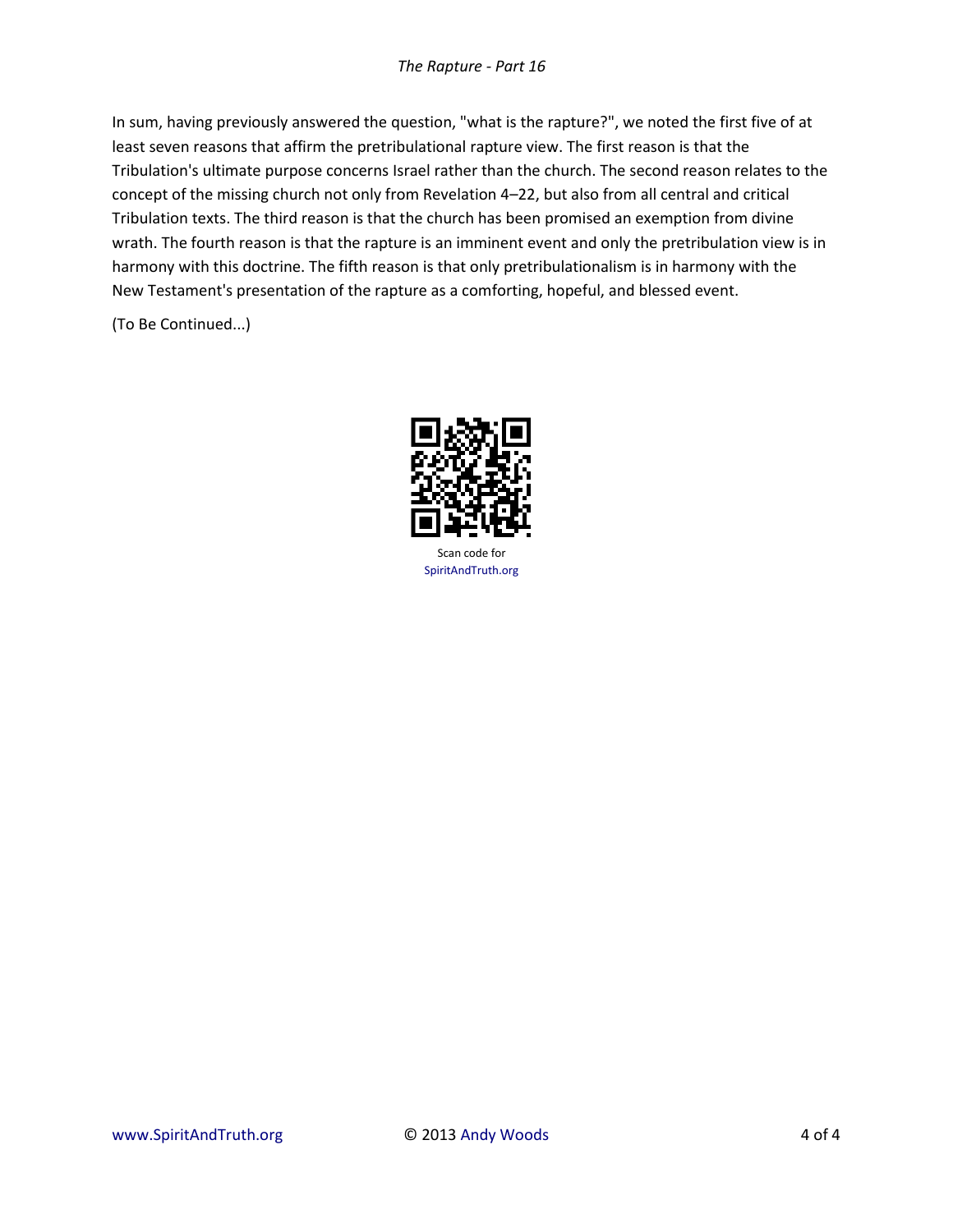In sum, having previously answered the question, "what is the rapture?", we noted the first five of at least seven reasons that affirm the pretribulational rapture view. The first reason is that the Tribulation's ultimate purpose concerns Israel rather than the church. The second reason relates to the concept of the missing church not only from Revelation 4–22, but also from all central and critical Tribulation texts. The third reason is that the church has been promised an exemption from divine wrath. The fourth reason is that the rapture is an imminent event and only the pretribulation view is in harmony with this doctrine. The fifth reason is that only pretribulationalism is in harmony with the New Testament's presentation of the rapture as a comforting, hopeful, and blessed event.

(To Be Continued...)

Scan code for
SpiritAndTruth.org